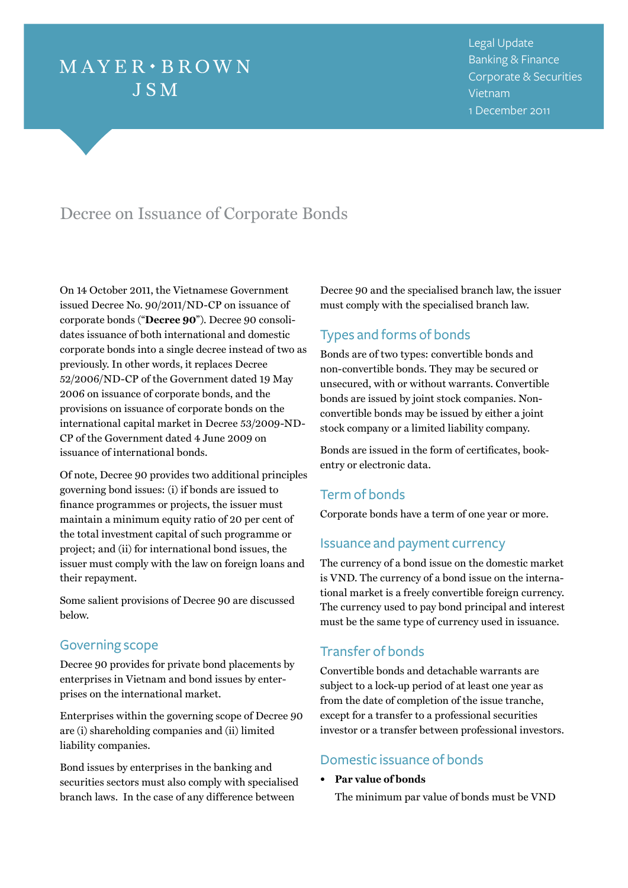MAYER • BROWN JSM

Legal Update
Banking & Finance
Corporate & Securities
Vietnam
1 December 2011

# Decree on Issuance of Corporate Bonds

On 14 October 2011, the Vietnamese Government issued Decree No. 90/2011/ND-CP on issuance of corporate bonds ("**Decree 90**"). Decree 90 consolidates issuance of both international and domestic corporate bonds into a single decree instead of two as previously. In other words, it replaces Decree 52/2006/ND-CP of the Government dated 19 May 2006 on issuance of corporate bonds, and the provisions on issuance of corporate bonds on the international capital market in Decree 53/2009-ND-CP of the Government dated 4 June 2009 on issuance of international bonds.

Of note, Decree 90 provides two additional principles governing bond issues: (i) if bonds are issued to finance programmes or projects, the issuer must maintain a minimum equity ratio of 20 per cent of the total investment capital of such programme or project; and (ii) for international bond issues, the issuer must comply with the law on foreign loans and their repayment.

Some salient provisions of Decree 90 are discussed below.

## Governing scope

Decree 90 provides for private bond placements by enterprises in Vietnam and bond issues by enterprises on the international market.

Enterprises within the governing scope of Decree 90 are (i) shareholding companies and (ii) limited liability companies.

Bond issues by enterprises in the banking and securities sectors must also comply with specialised branch laws. In the case of any difference between Decree 90 and the specialised branch law, the issuer must comply with the specialised branch law.

## Types and forms of bonds

Bonds are of two types: convertible bonds and non-convertible bonds. They may be secured or unsecured, with or without warrants. Convertible bonds are issued by joint stock companies. Non-convertible bonds may be issued by either a joint stock company or a limited liability company.

Bonds are issued in the form of certificates, book-entry or electronic data.

## Term of bonds

Corporate bonds have a term of one year or more.

## Issuance and payment currency

The currency of a bond issue on the domestic market is VND. The currency of a bond issue on the international market is a freely convertible foreign currency. The currency used to pay bond principal and interest must be the same type of currency used in issuance.

## Transfer of bonds

Convertible bonds and detachable warrants are subject to a lock-up period of at least one year as from the date of completion of the issue tranche, except for a transfer to a professional securities investor or a transfer between professional investors.

## Domestic issuance of bonds

- **Par value of bonds**

  The minimum par value of bonds must be VND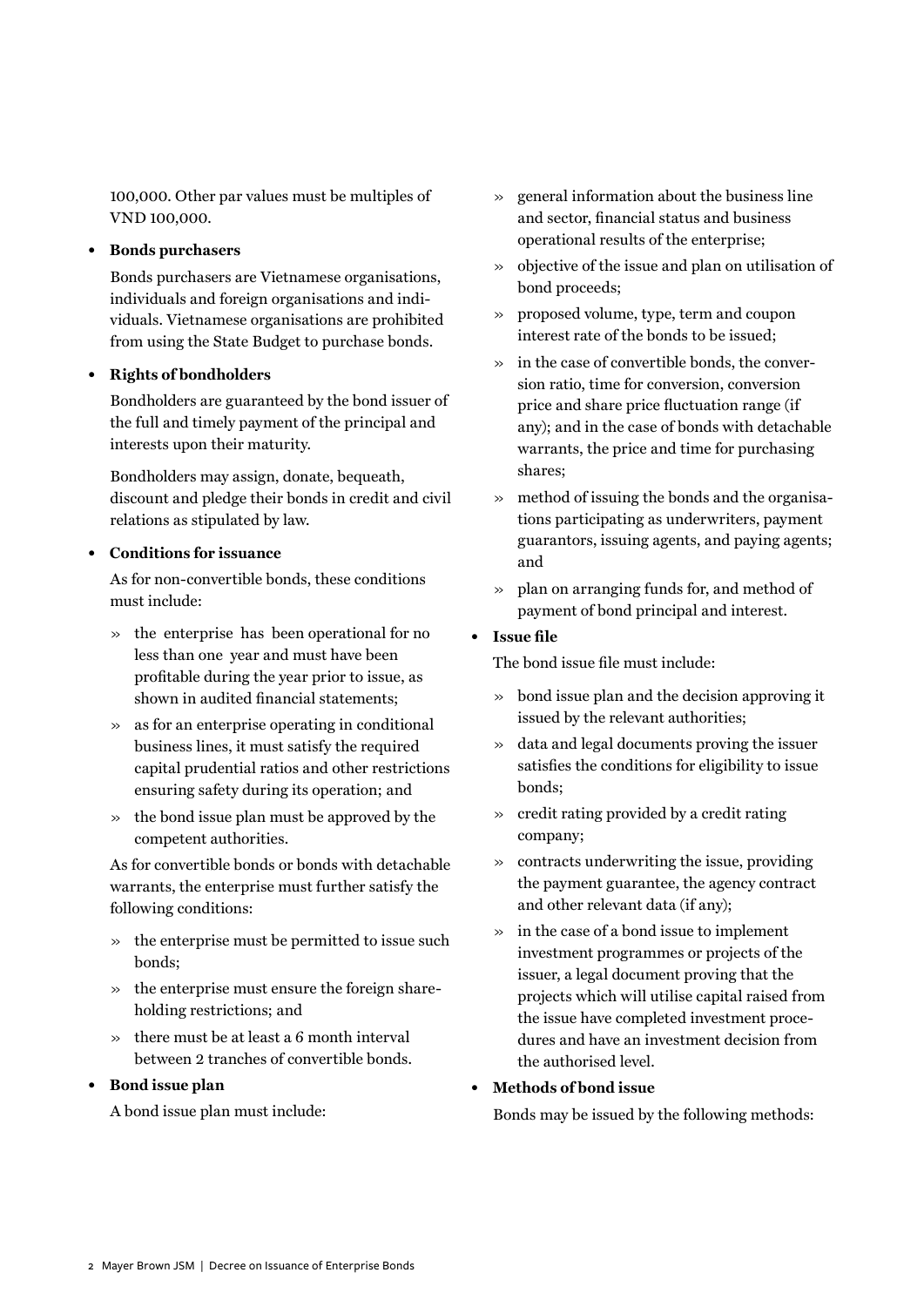100,000. Other par values must be multiples of VND 100,000.

- **Bonds purchasers**

  Bonds purchasers are Vietnamese organisations, individuals and foreign organisations and individuals. Vietnamese organisations are prohibited from using the State Budget to purchase bonds.

- **Rights of bondholders**

  Bondholders are guaranteed by the bond issuer of the full and timely payment of the principal and interests upon their maturity.

  Bondholders may assign, donate, bequeath, discount and pledge their bonds in credit and civil relations as stipulated by law.

- **Conditions for issuance**

  As for non-convertible bonds, these conditions must include:

  - » the enterprise has been operational for no less than one year and must have been profitable during the year prior to issue, as shown in audited financial statements;
  - » as for an enterprise operating in conditional business lines, it must satisfy the required capital prudential ratios and other restrictions ensuring safety during its operation; and
  - » the bond issue plan must be approved by the competent authorities.

  As for convertible bonds or bonds with detachable warrants, the enterprise must further satisfy the following conditions:

  - » the enterprise must be permitted to issue such bonds;
  - » the enterprise must ensure the foreign shareholding restrictions; and
  - » there must be at least a 6 month interval between 2 tranches of convertible bonds.

- **Bond issue plan**

  A bond issue plan must include:

  - » general information about the business line and sector, financial status and business operational results of the enterprise;
  - » objective of the issue and plan on utilisation of bond proceeds;
  - » proposed volume, type, term and coupon interest rate of the bonds to be issued;
  - » in the case of convertible bonds, the conversion ratio, time for conversion, conversion price and share price fluctuation range (if any); and in the case of bonds with detachable warrants, the price and time for purchasing shares;
  - » method of issuing the bonds and the organisations participating as underwriters, payment guarantors, issuing agents, and paying agents; and
  - » plan on arranging funds for, and method of payment of bond principal and interest.

- **Issue file**

  The bond issue file must include:

  - » bond issue plan and the decision approving it issued by the relevant authorities;
  - » data and legal documents proving the issuer satisfies the conditions for eligibility to issue bonds;
  - » credit rating provided by a credit rating company;
  - » contracts underwriting the issue, providing the payment guarantee, the agency contract and other relevant data (if any);
  - » in the case of a bond issue to implement investment programmes or projects of the issuer, a legal document proving that the projects which will utilise capital raised from the issue have completed investment procedures and have an investment decision from the authorised level.

- **Methods of bond issue**

  Bonds may be issued by the following methods: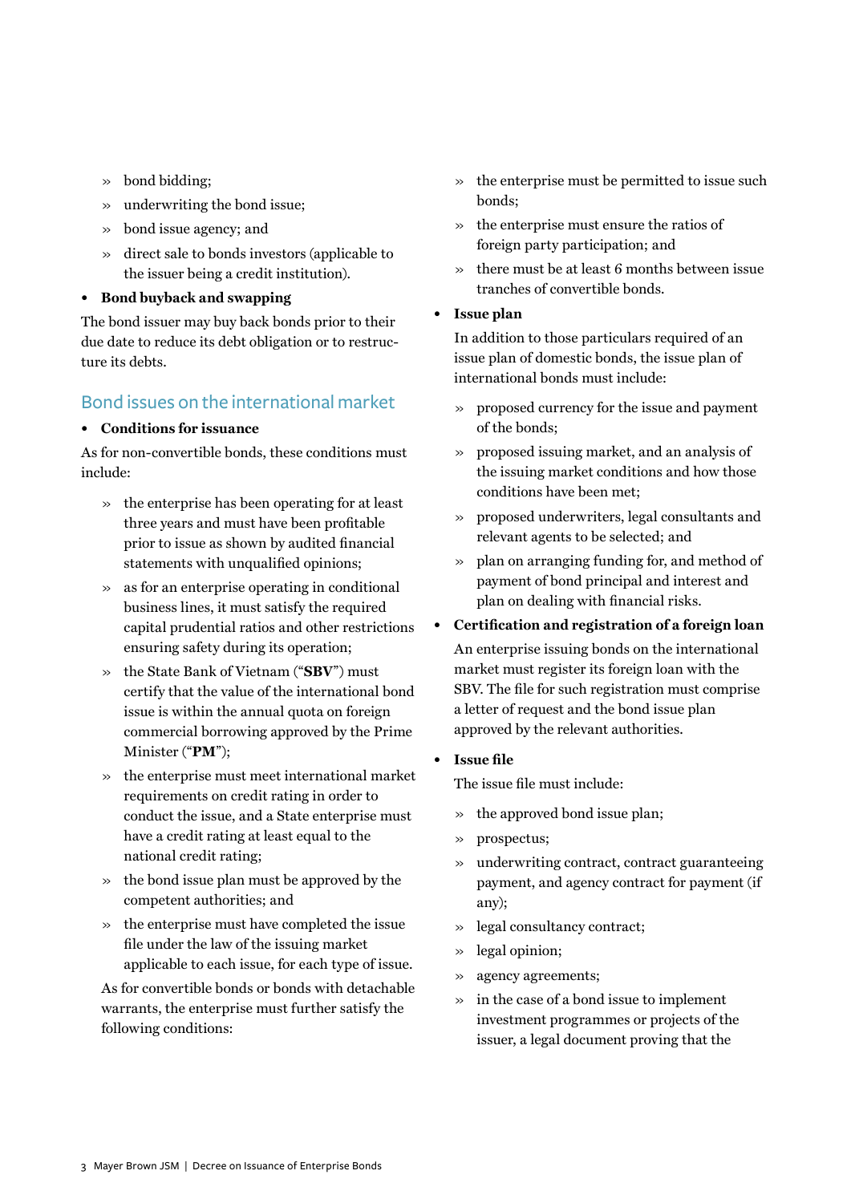- bond bidding;
- underwriting the bond issue;
- bond issue agency; and
- direct sale to bonds investors (applicable to the issuer being a credit institution).

- **Bond buyback and swapping**

The bond issuer may buy back bonds prior to their due date to reduce its debt obligation or to restructure its debts.

## Bond issues on the international market

- **Conditions for issuance**

As for non-convertible bonds, these conditions must include:

- the enterprise has been operating for at least three years and must have been profitable prior to issue as shown by audited financial statements with unqualified opinions;
- as for an enterprise operating in conditional business lines, it must satisfy the required capital prudential ratios and other restrictions ensuring safety during its operation;
- the State Bank of Vietnam ("**SBV**") must certify that the value of the international bond issue is within the annual quota on foreign commercial borrowing approved by the Prime Minister ("**PM**");
- the enterprise must meet international market requirements on credit rating in order to conduct the issue, and a State enterprise must have a credit rating at least equal to the national credit rating;
- the bond issue plan must be approved by the competent authorities; and
- the enterprise must have completed the issue file under the law of the issuing market applicable to each issue, for each type of issue.

As for convertible bonds or bonds with detachable warrants, the enterprise must further satisfy the following conditions:

- the enterprise must be permitted to issue such bonds;
- the enterprise must ensure the ratios of foreign party participation; and
- there must be at least 6 months between issue tranches of convertible bonds.

- **Issue plan**

In addition to those particulars required of an issue plan of domestic bonds, the issue plan of international bonds must include:

- proposed currency for the issue and payment of the bonds;
- proposed issuing market, and an analysis of the issuing market conditions and how those conditions have been met;
- proposed underwriters, legal consultants and relevant agents to be selected; and
- plan on arranging funding for, and method of payment of bond principal and interest and plan on dealing with financial risks.

- **Certification and registration of a foreign loan**

An enterprise issuing bonds on the international market must register its foreign loan with the SBV. The file for such registration must comprise a letter of request and the bond issue plan approved by the relevant authorities.

- **Issue file**

The issue file must include:

- the approved bond issue plan;
- prospectus;
- underwriting contract, contract guaranteeing payment, and agency contract for payment (if any);
- legal consultancy contract;
- legal opinion;
- agency agreements;
- in the case of a bond issue to implement investment programmes or projects of the issuer, a legal document proving that the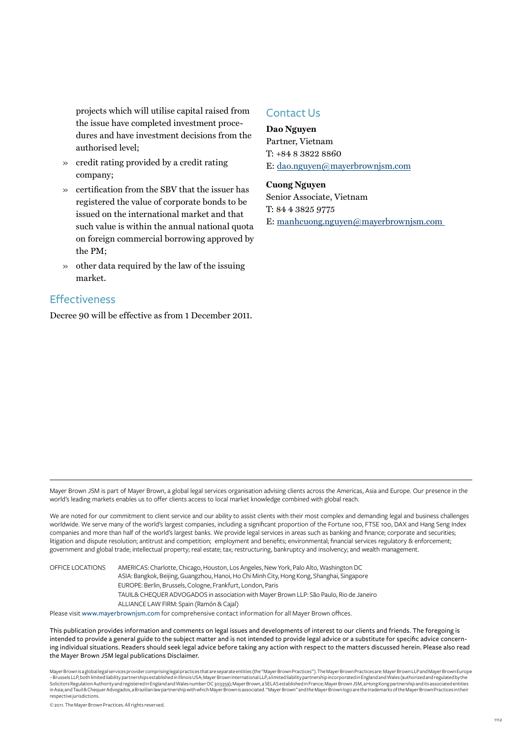projects which will utilise capital raised from the issue have completed investment procedures and have investment decisions from the authorised level;

- credit rating provided by a credit rating company;
- certification from the SBV that the issuer has registered the value of corporate bonds to be issued on the international market and that such value is within the annual national quota on foreign commercial borrowing approved by the PM;
- other data required by the law of the issuing market.

## Effectiveness

Decree 90 will be effective as from 1 December 2011.

## Contact Us

**Dao Nguyen**
Partner, Vietnam
T: +84 8 3822 8860
E: dao.nguyen@mayerbrownjsm.com

**Cuong Nguyen**
Senior Associate, Vietnam
T: 84 4 3825 9775
E: manhcuong.nguyen@mayerbrownjsm.com

---

Mayer Brown JSM is part of Mayer Brown, a global legal services organisation advising clients across the Americas, Asia and Europe. Our presence in the world's leading markets enables us to offer clients access to local market knowledge combined with global reach.

We are noted for our commitment to client service and our ability to assist clients with their most complex and demanding legal and business challenges worldwide. We serve many of the world's largest companies, including a significant proportion of the Fortune 100, FTSE 100, DAX and Hang Seng Index companies and more than half of the world's largest banks. We provide legal services in areas such as banking and finance; corporate and securities; litigation and dispute resolution; antitrust and competition; employment and benefits; environmental; financial services regulatory & enforcement; government and global trade; intellectual property; real estate; tax; restructuring, bankruptcy and insolvency; and wealth management.

OFFICE LOCATIONS
AMERICAS: Charlotte, Chicago, Houston, Los Angeles, New York, Palo Alto, Washington DC
ASIA: Bangkok, Beijing, Guangzhou, Hanoi, Ho Chi Minh City, Hong Kong, Shanghai, Singapore
EUROPE: Berlin, Brussels, Cologne, Frankfurt, London, Paris
TAUIL& CHEQUER ADVOGADOS in association with Mayer Brown LLP: São Paulo, Rio de Janeiro
ALLIANCE LAW FIRM: Spain (Ramón & Cajal)

Please visit www.mayerbrownjsm.com for comprehensive contact information for all Mayer Brown offices.

This publication provides information and comments on legal issues and developments of interest to our clients and friends. The foregoing is intended to provide a general guide to the subject matter and is not intended to provide legal advice or a substitute for specific advice concerning individual situations. Readers should seek legal advice before taking any action with respect to the matters discussed herein. Please also read the Mayer Brown JSM legal publications Disclaimer.

Mayer Brown is a global legal services provider comprising legal practices that are separate entities (the "Mayer Brown Practices"). The Mayer Brown Practices are: Mayer Brown LLP and Mayer Brown Europe – Brussels LLP, both limited liability partnerships established in Illinois USA; Mayer Brown International LLP, a limited liability partnership incorporated in England and Wales (authorized and regulated by the Solicitors Regulation Authority and registered in England and Wales number OC 303359); Mayer Brown, a SELAS established in France; Mayer Brown JSM, a Hong Kong partnership and its associated entities in Asia; and Tauil & Chequer Advogados, a Brazilian law partnership with which Mayer Brown is associated. "Mayer Brown" and the Mayer Brown logo are the trademarks of the Mayer Brown Practices in their respective jurisdictions.

© 2011. The Mayer Brown Practices. All rights reserved.

1112